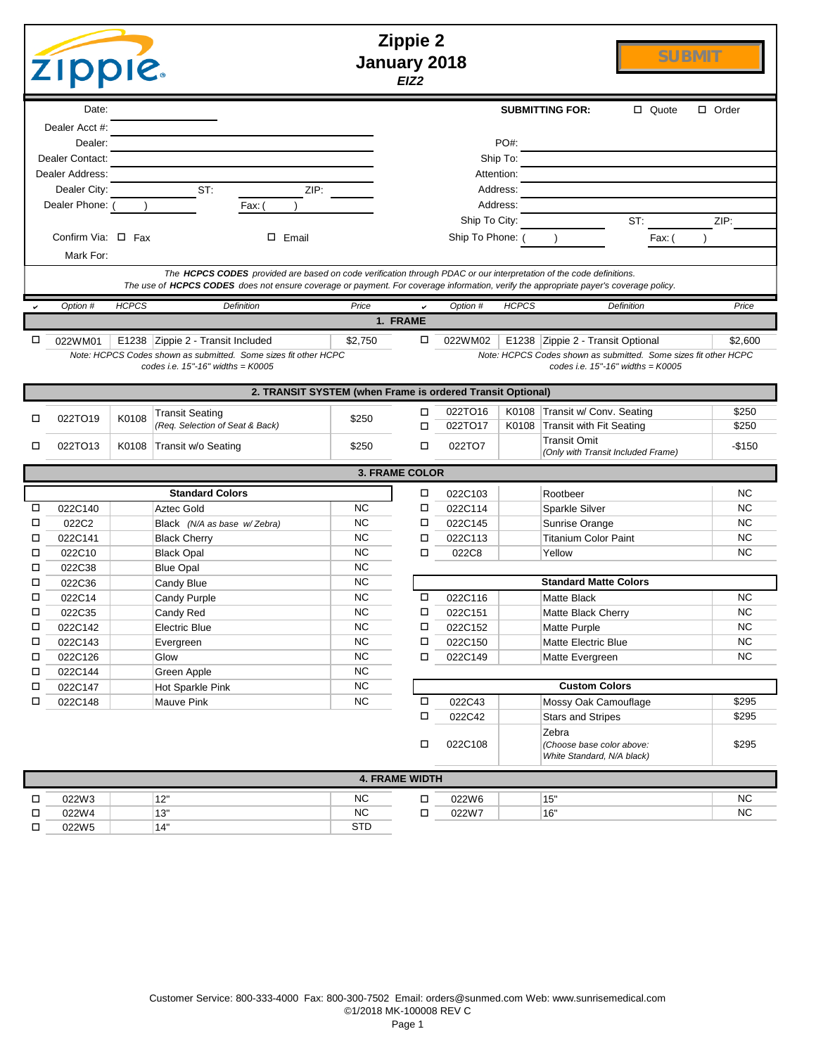# Zippie 2
## January 2018
*EIZ2*

SUBMIT

| | | | |
|---|---|---|---|
| Date: | | **SUBMITTING FOR:** | ☐ Quote ☐ Order |
| Dealer Acct #: | | | |
| Dealer: | | PO#: | |
| Dealer Contact: | | Ship To: | |
| Dealer Address: | | Attention: | |
| Dealer City: | ST: ZIP: | Address: | |
| Dealer Phone: ( ) | Fax: ( ) | Address: | |
| | | Ship To City: | ST: ZIP: |
| Confirm Via: ☐ Fax | ☐ Email | Ship To Phone: ( ) | Fax: ( ) |
| Mark For: | | | |

*The **HCPCS CODES** provided are based on code verification through PDAC or our interpretation of the code definitions.*
*The use of **HCPCS CODES** does not ensure coverage or payment. For coverage information, verify the appropriate payer's coverage policy.*

## 1. FRAME

| ✓ | Option # | HCPCS | Definition | Price | ✓ | Option # | HCPCS | Definition | Price |
|---|---|---|---|---|---|---|---|---|---|
| ☐ | 022WM01 | E1238 | Zippie 2 - Transit Included | $2,750 | ☐ | 022WM02 | E1238 | Zippie 2 - Transit Optional | $2,600 |

*Note: HCPCS Codes shown as submitted. Some sizes fit other HCPC codes i.e. 15"-16" widths = K0005* (both frames)

## 2. TRANSIT SYSTEM (when Frame is ordered Transit Optional)

| ✓ | Option # | HCPCS | Definition | Price | ✓ | Option # | HCPCS | Definition | Price |
|---|---|---|---|---|---|---|---|---|---|
| ☐ | 022TO19 | K0108 | Transit Seating *(Req. Selection of Seat & Back)* | $250 | ☐ | 022TO16 | K0108 | Transit w/ Conv. Seating | $250 |
| | | | | | ☐ | 022TO17 | K0108 | Transit with Fit Seating | $250 |
| ☐ | 022TO13 | K0108 | Transit w/o Seating | $250 | ☐ | 022TO7 | | Transit Omit *(Only with Transit Included Frame)* | -$150 |

## 3. FRAME COLOR

| ✓ | Option # | HCPCS | Definition | Price | ✓ | Option # | HCPCS | Definition | Price |
|---|---|---|---|---|---|---|---|---|---|
| | | | **Standard Colors** | | ☐ | 022C103 | | Rootbeer | NC |
| ☐ | 022C140 | | Aztec Gold | NC | ☐ | 022C114 | | Sparkle Silver | NC |
| ☐ | 022C2 | | Black *(N/A as base w/ Zebra)* | NC | ☐ | 022C145 | | Sunrise Orange | NC |
| ☐ | 022C141 | | Black Cherry | NC | ☐ | 022C113 | | Titanium Color Paint | NC |
| ☐ | 022C10 | | Black Opal | NC | ☐ | 022C8 | | Yellow | NC |
| ☐ | 022C38 | | Blue Opal | NC | | | | | |
| ☐ | 022C36 | | Candy Blue | NC | | | | **Standard Matte Colors** | |
| ☐ | 022C14 | | Candy Purple | NC | ☐ | 022C116 | | Matte Black | NC |
| ☐ | 022C35 | | Candy Red | NC | ☐ | 022C151 | | Matte Black Cherry | NC |
| ☐ | 022C142 | | Electric Blue | NC | ☐ | 022C152 | | Matte Purple | NC |
| ☐ | 022C143 | | Evergreen | NC | ☐ | 022C150 | | Matte Electric Blue | NC |
| ☐ | 022C126 | | Glow | NC | ☐ | 022C149 | | Matte Evergreen | NC |
| ☐ | 022C144 | | Green Apple | NC | | | | | |
| ☐ | 022C147 | | Hot Sparkle Pink | NC | | | | **Custom Colors** | |
| ☐ | 022C148 | | Mauve Pink | NC | ☐ | 022C43 | | Mossy Oak Camouflage | $295 |
| | | | | | ☐ | 022C42 | | Stars and Stripes | $295 |
| | | | | | ☐ | 022C108 | | Zebra *(Choose base color above: White Standard, N/A black)* | $295 |

## 4. FRAME WIDTH

| ✓ | Option # | HCPCS | Definition | Price | ✓ | Option # | HCPCS | Definition | Price |
|---|---|---|---|---|---|---|---|---|---|
| ☐ | 022W3 | | 12" | NC | ☐ | 022W6 | | 15" | NC |
| ☐ | 022W4 | | 13" | NC | ☐ | 022W7 | | 16" | NC |
| ☐ | 022W5 | | 14" | STD | | | | | |

Customer Service: 800-333-4000 Fax: 800-300-7502 Email: orders@sunmed.com Web: www.sunrisemedical.com
©1/2018 MK-100008 REV C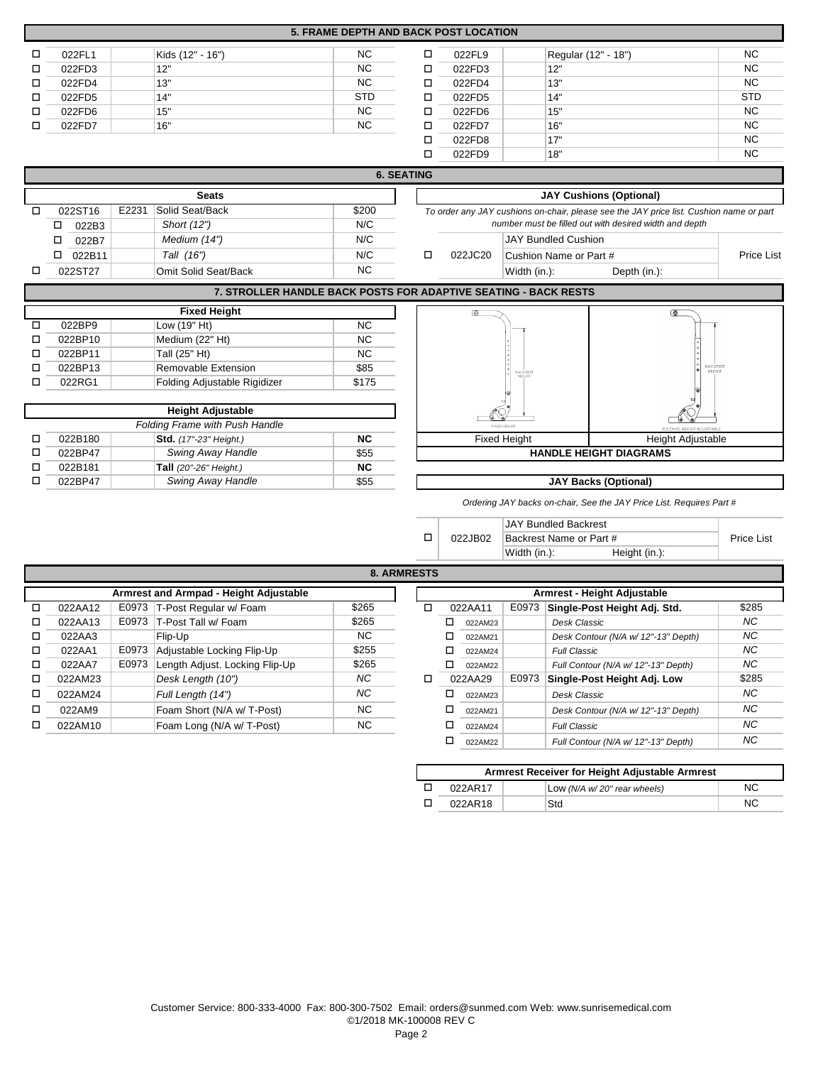## 5. FRAME DEPTH AND BACK POST LOCATION

| | Code | Description | Price |
|---|---|---|---|
| ☐ | 022FL1 | Kids (12" - 16") | NC |
| ☐ | 022FD3 | 12" | NC |
| ☐ | 022FD4 | 13" | NC |
| ☐ | 022FD5 | 14" | STD |
| ☐ | 022FD6 | 15" | NC |
| ☐ | 022FD7 | 16" | NC |

| | Code | Description | Price |
|---|---|---|---|
| ☐ | 022FL9 | Regular (12" - 18") | NC |
| ☐ | 022FD3 | 12" | NC |
| ☐ | 022FD4 | 13" | NC |
| ☐ | 022FD5 | 14" | STD |
| ☐ | 022FD6 | 15" | NC |
| ☐ | 022FD7 | 16" | NC |
| ☐ | 022FD8 | 17" | NC |
| ☐ | 022FD9 | 18" | NC |

## 6. SEATING

### Seats

| | Code | HCPCS | Description | Price |
|---|---|---|---|---|
| ☐ | 022ST16 | E2231 | Solid Seat/Back | $200 |
| | ☐ 022B3 | | *Short (12")* | N/C |
| | ☐ 022B7 | | *Medium (14")* | N/C |
| | ☐ 022B11 | | *Tall (16")* | N/C |
| ☐ | 022ST27 | | Omit Solid Seat/Back | NC |

### JAY Cushions (Optional)

*To order any JAY cushions on-chair, please see the JAY price list. Cushion name or part number must be filled out with desired width and depth*

| | Code | Description | Price |
|---|---|---|---|
| ☐ | 022JC20 | JAY Bundled Cushion<br>Cushion Name or Part #<br>Width (in.): Depth (in.): | Price List |

## 7. STROLLER HANDLE BACK POSTS FOR ADAPTIVE SEATING - BACK RESTS

### Fixed Height

| | Code | Description | Price |
|---|---|---|---|
| ☐ | 022BP9 | Low (19" Ht) | NC |
| ☐ | 022BP10 | Medium (22" Ht) | NC |
| ☐ | 022BP11 | Tall (25" Ht) | NC |
| ☐ | 022BP13 | Removable Extension | $85 |
| ☐ | 022RG1 | Folding Adjustable Rigidizer | $175 |

### Height Adjustable

*Folding Frame with Push Handle*

| | Code | Description | Price |
|---|---|---|---|
| ☐ | 022B180 | **Std.** *(17"-23" Height.)* | **NC** |
| ☐ | 022BP47 | *Swing Away Handle* | $55 |
| ☐ | 022B181 | **Tall** *(20"-26" Height.)* | **NC** |
| ☐ | 022BP47 | *Swing Away Handle* | $55 |

**HANDLE HEIGHT DIAGRAMS**: Fixed Height | Height Adjustable

### JAY Backs (Optional)

*Ordering JAY backs on-chair, See the JAY Price List. Requires Part #*

| | Code | Description | Price |
|---|---|---|---|
| ☐ | 022JB02 | JAY Bundled Backrest<br>Backrest Name or Part #<br>Width (in.): Height (in.): | Price List |

## 8. ARMRESTS

### Armrest and Armpad - Height Adjustable

| | Code | HCPCS | Description | Price |
|---|---|---|---|---|
| ☐ | 022AA12 | E0973 | T-Post Regular w/ Foam | $265 |
| ☐ | 022AA13 | E0973 | T-Post Tall w/ Foam | $265 |
| ☐ | 022AA3 | | Flip-Up | NC |
| ☐ | 022AA1 | E0973 | Adjustable Locking Flip-Up | $255 |
| ☐ | 022AA7 | E0973 | Length Adjust. Locking Flip-Up | $265 |
| ☐ | 022AM23 | | *Desk Length (10")* | *NC* |
| ☐ | 022AM24 | | *Full Length (14")* | *NC* |
| ☐ | 022AM9 | | Foam Short (N/A w/ T-Post) | NC |
| ☐ | 022AM10 | | Foam Long (N/A w/ T-Post) | NC |

### Armrest - Height Adjustable

| | Code | HCPCS | Description | Price |
|---|---|---|---|---|
| ☐ | 022AA11 | E0973 | **Single-Post Height Adj. Std.** | $285 |
| | ☐ 022AM23 | | *Desk Classic* | *NC* |
| | ☐ 022AM21 | | *Desk Contour (N/A w/ 12"-13" Depth)* | *NC* |
| | ☐ 022AM24 | | *Full Classic* | *NC* |
| | ☐ 022AM22 | | *Full Contour (N/A w/ 12"-13" Depth)* | *NC* |
| ☐ | 022AA29 | E0973 | **Single-Post Height Adj. Low** | $285 |
| | ☐ 022AM23 | | *Desk Classic* | *NC* |
| | ☐ 022AM21 | | *Desk Contour (N/A w/ 12"-13" Depth)* | *NC* |
| | ☐ 022AM24 | | *Full Classic* | *NC* |
| | ☐ 022AM22 | | *Full Contour (N/A w/ 12"-13" Depth)* | *NC* |

### Armrest Receiver for Height Adjustable Armrest

| | Code | Description | Price |
|---|---|---|---|
| ☐ | 022AR17 | Low *(N/A w/ 20" rear wheels)* | NC |
| ☐ | 022AR18 | Std | NC |

Customer Service: 800-333-4000 Fax: 800-300-7502 Email: orders@sunmed.com Web: www.sunrisemedical.com
©1/2018 MK-100008 REV C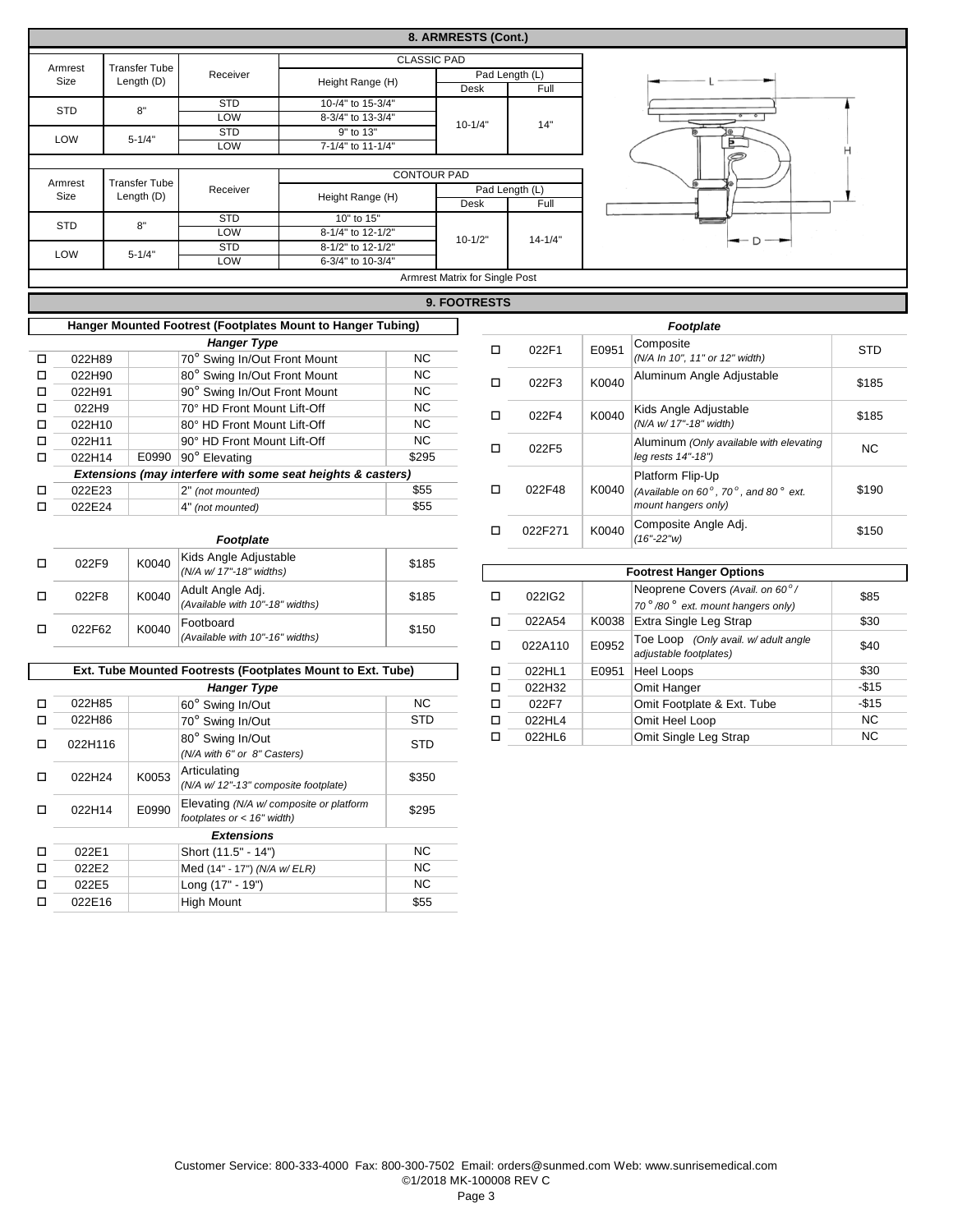## 8. ARMRESTS (Cont.)

| Armrest Size | Transfer Tube Length (D) | Receiver | CLASSIC PAD Height Range (H) | Pad Length (L) Desk | Pad Length (L) Full |
|---|---|---|---|---|---|
| STD | 8" | STD | 10-/4" to 15-3/4" | 10-1/4" | 14" |
| | | LOW | 8-3/4" to 13-3/4" | | |
| LOW | 5-1/4" | STD | 9" to 13" | | |
| | | LOW | 7-1/4" to 11-1/4" | | |

| Armrest Size | Transfer Tube Length (D) | Receiver | CONTOUR PAD Height Range (H) | Pad Length (L) Desk | Pad Length (L) Full |
|---|---|---|---|---|---|
| STD | 8" | STD | 10" to 15" | 10-1/2" | 14-1/4" |
| | | LOW | 8-1/4" to 12-1/2" | | |
| LOW | 5-1/4" | STD | 8-1/2" to 12-1/2" | | |
| | | LOW | 6-3/4" to 10-3/4" | | |

Armrest Matrix for Single Post

## 9. FOOTRESTS

### Hanger Mounted Footrest (Footplates Mount to Hanger Tubing)

| | Code | HCPCS | Hanger Type | Price |
|---|---|---|---|---|
| ☐ | 022H89 | | 70° Swing In/Out Front Mount | NC |
| ☐ | 022H90 | | 80° Swing In/Out Front Mount | NC |
| ☐ | 022H91 | | 90° Swing In/Out Front Mount | NC |
| ☐ | 022H9 | | 70° HD Front Mount Lift-Off | NC |
| ☐ | 022H10 | | 80° HD Front Mount Lift-Off | NC |
| ☐ | 022H11 | | 90° HD Front Mount Lift-Off | NC |
| ☐ | 022H14 | E0990 | 90° Elevating | $295 |
| | | | ***Extensions (may interfere with some seat heights & casters)*** | |
| ☐ | 022E23 | | 2" *(not mounted)* | $55 |
| ☐ | 022E24 | | 4" *(not mounted)* | $55 |

| | Code | HCPCS | Footplate | Price |
|---|---|---|---|---|
| ☐ | 022F9 | K0040 | Kids Angle Adjustable *(N/A w/ 17"-18" widths)* | $185 |
| ☐ | 022F8 | K0040 | Adult Angle Adj. *(Available with 10"-18" widths)* | $185 |
| ☐ | 022F62 | K0040 | Footboard *(Available with 10"-16" widths)* | $150 |

### Ext. Tube Mounted Footrests (Footplates Mount to Ext. Tube)

| | Code | HCPCS | Hanger Type | Price |
|---|---|---|---|---|
| ☐ | 022H85 | | 60° Swing In/Out | NC |
| ☐ | 022H86 | | 70° Swing In/Out | STD |
| ☐ | 022H116 | | 80° Swing In/Out *(N/A with 6" or 8" Casters)* | STD |
| ☐ | 022H24 | K0053 | Articulating *(N/A w/ 12"-13" composite footplate)* | $350 |
| ☐ | 022H14 | E0990 | Elevating *(N/A w/ composite or platform footplates or < 16" width)* | $295 |
| | | | ***Extensions*** | |
| ☐ | 022E1 | | Short (11.5" - 14") | NC |
| ☐ | 022E2 | | Med (14" - 17") *(N/A w/ ELR)* | NC |
| ☐ | 022E5 | | Long (17" - 19") | NC |
| ☐ | 022E16 | | High Mount | $55 |

### Footplate

| | Code | HCPCS | Footplate | Price |
|---|---|---|---|---|
| ☐ | 022F1 | E0951 | Composite *(N/A In 10", 11" or 12" width)* | STD |
| ☐ | 022F3 | K0040 | Aluminum Angle Adjustable | $185 |
| ☐ | 022F4 | K0040 | Kids Angle Adjustable *(N/A w/ 17"-18" width)* | $185 |
| ☐ | 022F5 | | Aluminum *(Only available with elevating leg rests 14"-18")* | NC |
| ☐ | 022F48 | K0040 | Platform Flip-Up *(Available on 60°, 70°, and 80° ext. mount hangers only)* | $190 |
| ☐ | 022F271 | K0040 | Composite Angle Adj. *(16"-22"w)* | $150 |

### Footrest Hanger Options

| | Code | HCPCS | Option | Price |
|---|---|---|---|---|
| ☐ | 022IG2 | | Neoprene Covers *(Avail. on 60°/ 70°/80° ext. mount hangers only)* | $85 |
| ☐ | 022A54 | K0038 | Extra Single Leg Strap | $30 |
| ☐ | 022A110 | E0952 | Toe Loop *(Only avail. w/ adult angle adjustable footplates)* | $40 |
| ☐ | 022HL1 | E0951 | Heel Loops | $30 |
| ☐ | 022H32 | | Omit Hanger | -$15 |
| ☐ | 022F7 | | Omit Footplate & Ext. Tube | -$15 |
| ☐ | 022HL4 | | Omit Heel Loop | NC |
| ☐ | 022HL6 | | Omit Single Leg Strap | NC |

Customer Service: 800-333-4000 Fax: 800-300-7502 Email: orders@sunmed.com Web: www.sunrisemedical.com
©1/2018 MK-100008 REV C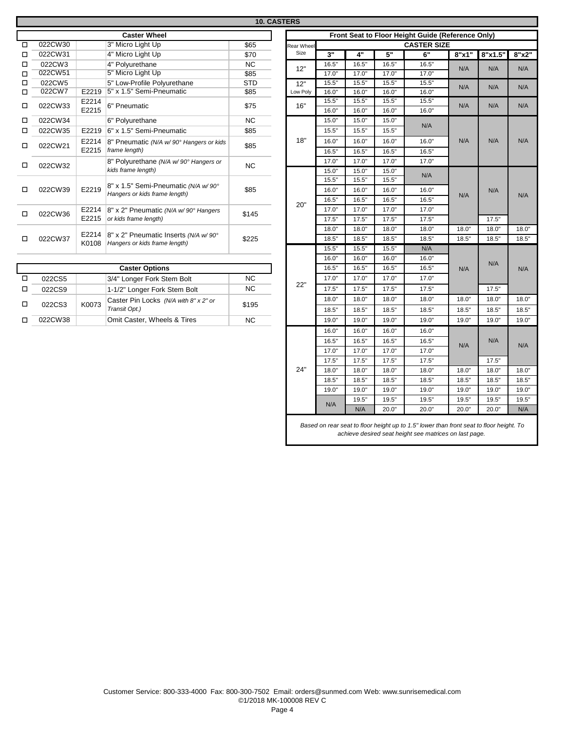## 10. CASTERS

| | Caster Wheel | | | |
|---|---|---|---|---|
| ☐ | 022CW30 | | 3" Micro Light Up | $65 |
| ☐ | 022CW31 | | 4" Micro Light Up | $70 |
| ☐ | 022CW3 | | 4" Polyurethane | NC |
| ☐ | 022CW51 | | 5" Micro Light Up | $85 |
| ☐ | 022CW5 | | 5" Low-Profile Polyurethane | STD |
| ☐ | 022CW7 | E2219 | 5" x 1.5" Semi-Pneumatic | $85 |
| ☐ | 022CW33 | E2214 E2215 | 6" Pneumatic | $75 |
| ☐ | 022CW34 | | 6" Polyurethane | NC |
| ☐ | 022CW35 | E2219 | 6" x 1.5" Semi-Pneumatic | $85 |
| ☐ | 022CW21 | E2214 E2215 | 8" Pneumatic *(N/A w/ 90° Hangers or kids frame length)* | $85 |
| ☐ | 022CW32 | | 8" Polyurethane *(N/A w/ 90° Hangers or kids frame length)* | NC |
| ☐ | 022CW39 | E2219 | 8" x 1.5" Semi-Pneumatic *(N/A w/ 90° Hangers or kids frame length)* | $85 |
| ☐ | 022CW36 | E2214 E2215 | 8" x 2" Pneumatic *(N/A w/ 90° Hangers or kids frame length)* | $145 |
| ☐ | 022CW37 | E2214 K0108 | 8" x 2" Pneumatic Inserts *(N/A w/ 90° Hangers or kids frame length)* | $225 |

| | Caster Options | | | |
|---|---|---|---|---|
| ☐ | 022CS5 | | 3/4" Longer Fork Stem Bolt | NC |
| ☐ | 022CS9 | | 1-1/2" Longer Fork Stem Bolt | NC |
| ☐ | 022CS3 | K0073 | Caster Pin Locks *(N/A with 8" x 2" or Transit Opt.)* | $195 |
| ☐ | 022CW38 | | Omit Caster, Wheels & Tires | NC |

### Front Seat to Floor Height Guide (Reference Only)

| Rear Wheel Size | CASTER SIZE | | | | | | |
|---|---|---|---|---|---|---|---|
| | 3" | 4" | 5" | 6" | 8"x1" | 8"x1.5" | 8"x2" |
| 12" | 16.5" | 16.5" | 16.5" | 16.5" | N/A | N/A | N/A |
| | 17.0" | 17.0" | 17.0" | 17.0" | | | |
| 12" Low Poly | 15.5" | 15.5" | 15.5" | 15.5" | N/A | N/A | N/A |
| | 16.0" | 16.0" | 16.0" | 16.0" | | | |
| 16" | 15.5" | 15.5" | 15.5" | 15.5" | N/A | N/A | N/A |
| | 16.0" | 16.0" | 16.0" | 16.0" | | | |
| 18" | 15.0" | 15.0" | 15.0" | N/A | N/A | N/A | N/A |
| | 15.5" | 15.5" | 15.5" | | | | |
| | 16.0" | 16.0" | 16.0" | 16.0" | | | |
| | 16.5" | 16.5" | 16.5" | 16.5" | | | |
| | 17.0" | 17.0" | 17.0" | 17.0" | | | |
| 20" | 15.0" | 15.0" | 15.0" | N/A | N/A | N/A | N/A |
| | 15.5" | 15.5" | 15.5" | | | | |
| | 16.0" | 16.0" | 16.0" | 16.0" | | | |
| | 16.5" | 16.5" | 16.5" | 16.5" | | | |
| | 17.0" | 17.0" | 17.0" | 17.0" | | | |
| | 17.5" | 17.5" | 17.5" | 17.5" | | 17.5" | |
| | 18.0" | 18.0" | 18.0" | 18.0" | 18.0" | 18.0" | 18.0" |
| | 18.5" | 18.5" | 18.5" | 18.5" | 18.5" | 18.5" | 18.5" |
| 22" | 15.5" | 15.5" | 15.5" | N/A | N/A | N/A | N/A |
| | 16.0" | 16.0" | 16.0" | 16.0" | | | |
| | 16.5" | 16.5" | 16.5" | 16.5" | | | |
| | 17.0" | 17.0" | 17.0" | 17.0" | | | |
| | 17.5" | 17.5" | 17.5" | 17.5" | | 17.5" | |
| | 18.0" | 18.0" | 18.0" | 18.0" | 18.0" | 18.0" | 18.0" |
| | 18.5" | 18.5" | 18.5" | 18.5" | 18.5" | 18.5" | 18.5" |
| | 19.0" | 19.0" | 19.0" | 19.0" | 19.0" | 19.0" | 19.0" |
| 24" | 16.0" | 16.0" | 16.0" | 16.0" | N/A | N/A | N/A |
| | 16.5" | 16.5" | 16.5" | 16.5" | | | |
| | 17.0" | 17.0" | 17.0" | 17.0" | | | |
| | 17.5" | 17.5" | 17.5" | 17.5" | | 17.5" | |
| | 18.0" | 18.0" | 18.0" | 18.0" | 18.0" | 18.0" | 18.0" |
| | 18.5" | 18.5" | 18.5" | 18.5" | 18.5" | 18.5" | 18.5" |
| | 19.0" | 19.0" | 19.0" | 19.0" | 19.0" | 19.0" | 19.0" |
| | N/A | 19.5" | 19.5" | 19.5" | 19.5" | 19.5" | 19.5" |
| | | N/A | 20.0" | 20.0" | 20.0" | 20.0" | N/A |

*Based on rear seat to floor height up to 1.5" lower than front seat to floor height. To achieve desired seat height see matrices on last page.*

Customer Service: 800-333-4000 Fax: 800-300-7502 Email: orders@sunmed.com Web: www.sunrisemedical.com
©1/2018 MK-100008 REV C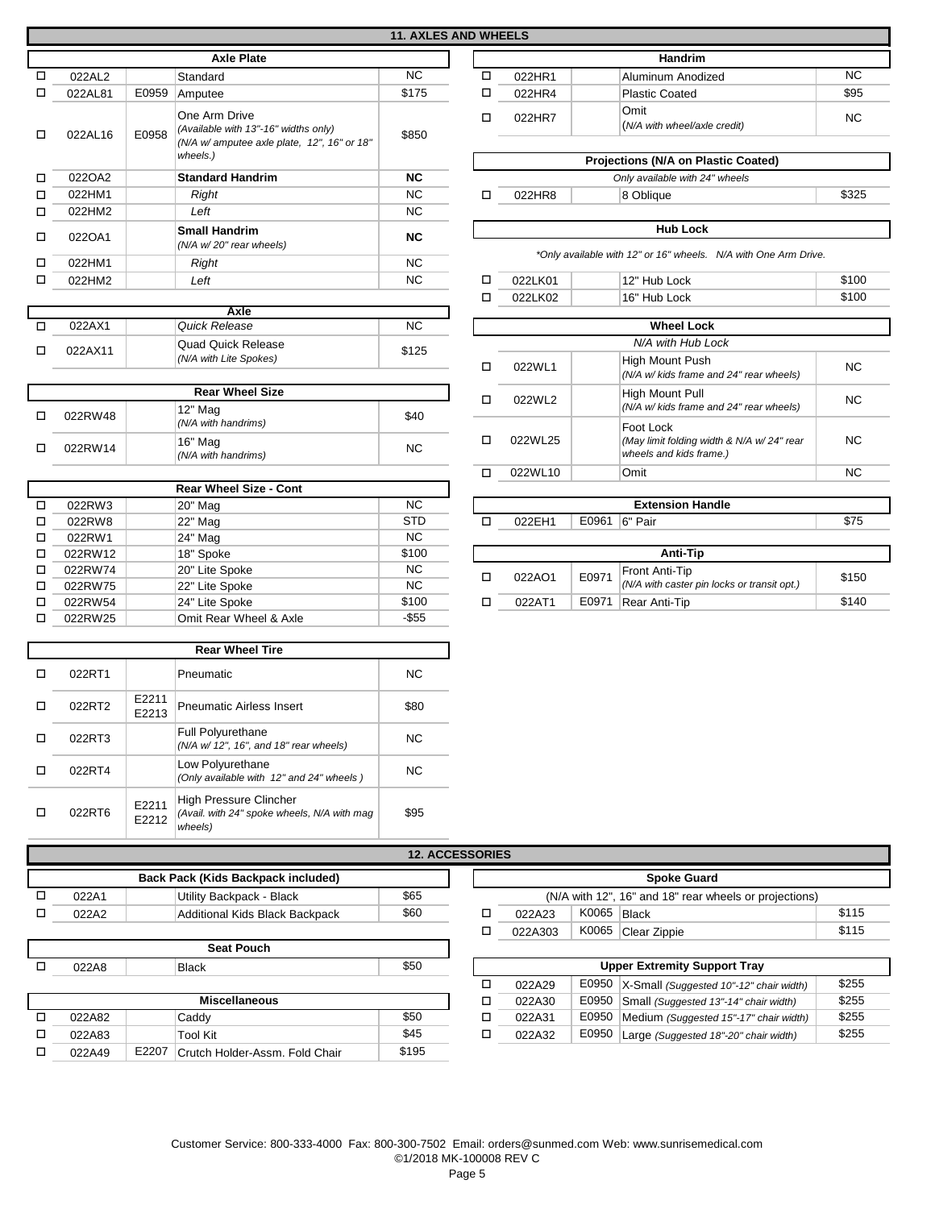## 11. AXLES AND WHEELS

| | Axle Plate | | | |
|---|---|---|---|---|
| ☐ | 022AL2 | | Standard | NC |
| ☐ | 022AL81 | E0959 | Amputee | $175 |
| ☐ | 022AL16 | E0958 | One Arm Drive *(Available with 13"-16" widths only) (N/A w/ amputee axle plate, 12", 16" or 18" wheels.)* | $850 |
| ☐ | 022OA2 | | **Standard Handrim** | **NC** |
| ☐ | 022HM1 | | *Right* | NC |
| ☐ | 022HM2 | | *Left* | NC |
| ☐ | 022OA1 | | **Small Handrim** *(N/A w/ 20" rear wheels)* | **NC** |
| ☐ | 022HM1 | | *Right* | NC |
| ☐ | 022HM2 | | *Left* | NC |

| | Axle | | | |
|---|---|---|---|---|
| ☐ | 022AX1 | | *Quick Release* | NC |
| ☐ | 022AX11 | | Quad Quick Release *(N/A with Lite Spokes)* | $125 |

| | Rear Wheel Size | | | |
|---|---|---|---|---|
| ☐ | 022RW48 | | 12" Mag *(N/A with handrims)* | $40 |
| ☐ | 022RW14 | | 16" Mag *(N/A with handrims)* | NC |

| | Rear Wheel Size - Cont | | | |
|---|---|---|---|---|
| ☐ | 022RW3 | | 20" Mag | NC |
| ☐ | 022RW8 | | 22" Mag | STD |
| ☐ | 022RW1 | | 24" Mag | NC |
| ☐ | 022RW12 | | 18" Spoke | $100 |
| ☐ | 022RW74 | | 20" Lite Spoke | NC |
| ☐ | 022RW75 | | 22" Lite Spoke | NC |
| ☐ | 022RW54 | | 24" Lite Spoke | $100 |
| ☐ | 022RW25 | | Omit Rear Wheel & Axle | -$55 |

| | Rear Wheel Tire | | | |
|---|---|---|---|---|
| ☐ | 022RT1 | | Pneumatic | NC |
| ☐ | 022RT2 | E2211 E2213 | Pneumatic Airless Insert | $80 |
| ☐ | 022RT3 | | Full Polyurethane *(N/A w/ 12", 16", and 18" rear wheels)* | NC |
| ☐ | 022RT4 | | Low Polyurethane *(Only available with 12" and 24" wheels )* | NC |
| ☐ | 022RT6 | E2211 E2212 | High Pressure Clincher *(Avail. with 24" spoke wheels, N/A with mag wheels)* | $95 |

| | Handrim | | | |
|---|---|---|---|---|
| ☐ | 022HR1 | | Aluminum Anodized | NC |
| ☐ | 022HR4 | | Plastic Coated | $95 |
| ☐ | 022HR7 | | Omit *(N/A with wheel/axle credit)* | NC |

| | Projections (N/A on Plastic Coated) | | | |
|---|---|---|---|---|
| | | | *Only available with 24" wheels* | |
| ☐ | 022HR8 | | 8 Oblique | $325 |

| | Hub Lock | | | |
|---|---|---|---|---|
| | | | *\*Only available with 12" or 16" wheels. N/A with One Arm Drive.* | |
| ☐ | 022LK01 | | 12" Hub Lock | $100 |
| ☐ | 022LK02 | | 16" Hub Lock | $100 |

| | Wheel Lock | | | |
|---|---|---|---|---|
| | | | *N/A with Hub Lock* | |
| ☐ | 022WL1 | | High Mount Push *(N/A w/ kids frame and 24" rear wheels)* | NC |
| ☐ | 022WL2 | | High Mount Pull *(N/A w/ kids frame and 24" rear wheels)* | NC |
| ☐ | 022WL25 | | Foot Lock *(May limit folding width & N/A w/ 24" rear wheels and kids frame.)* | NC |
| ☐ | 022WL10 | | Omit | NC |

| | Extension Handle | | | |
|---|---|---|---|---|
| ☐ | 022EH1 | E0961 | 6" Pair | $75 |

| | Anti-Tip | | | |
|---|---|---|---|---|
| ☐ | 022AO1 | E0971 | Front Anti-Tip *(N/A with caster pin locks or transit opt.)* | $150 |
| ☐ | 022AT1 | E0971 | Rear Anti-Tip | $140 |

## 12. ACCESSORIES

| | Back Pack (Kids Backpack included) | | | |
|---|---|---|---|---|
| ☐ | 022A1 | | Utility Backpack - Black | $65 |
| ☐ | 022A2 | | Additional Kids Black Backpack | $60 |

| | Seat Pouch | | | |
|---|---|---|---|---|
| ☐ | 022A8 | | Black | $50 |

| | Miscellaneous | | | |
|---|---|---|---|---|
| ☐ | 022A82 | | Caddy | $50 |
| ☐ | 022A83 | | Tool Kit | $45 |
| ☐ | 022A49 | E2207 | Crutch Holder-Assm. Fold Chair | $195 |

| | Spoke Guard | | | |
|---|---|---|---|---|
| | | | (N/A with 12", 16" and 18" rear wheels or projections) | |
| ☐ | 022A23 | K0065 | Black | $115 |
| ☐ | 022A303 | K0065 | Clear Zippie | $115 |

| | Upper Extremity Support Tray | | | |
|---|---|---|---|---|
| ☐ | 022A29 | E0950 | X-Small *(Suggested 10"-12" chair width)* | $255 |
| ☐ | 022A30 | E0950 | Small *(Suggested 13"-14" chair width)* | $255 |
| ☐ | 022A31 | E0950 | Medium *(Suggested 15"-17" chair width)* | $255 |
| ☐ | 022A32 | E0950 | Large *(Suggested 18"-20" chair width)* | $255 |

Customer Service: 800-333-4000 Fax: 800-300-7502 Email: orders@sunmed.com Web: www.sunrisemedical.com
©1/2018 MK-100008 REV C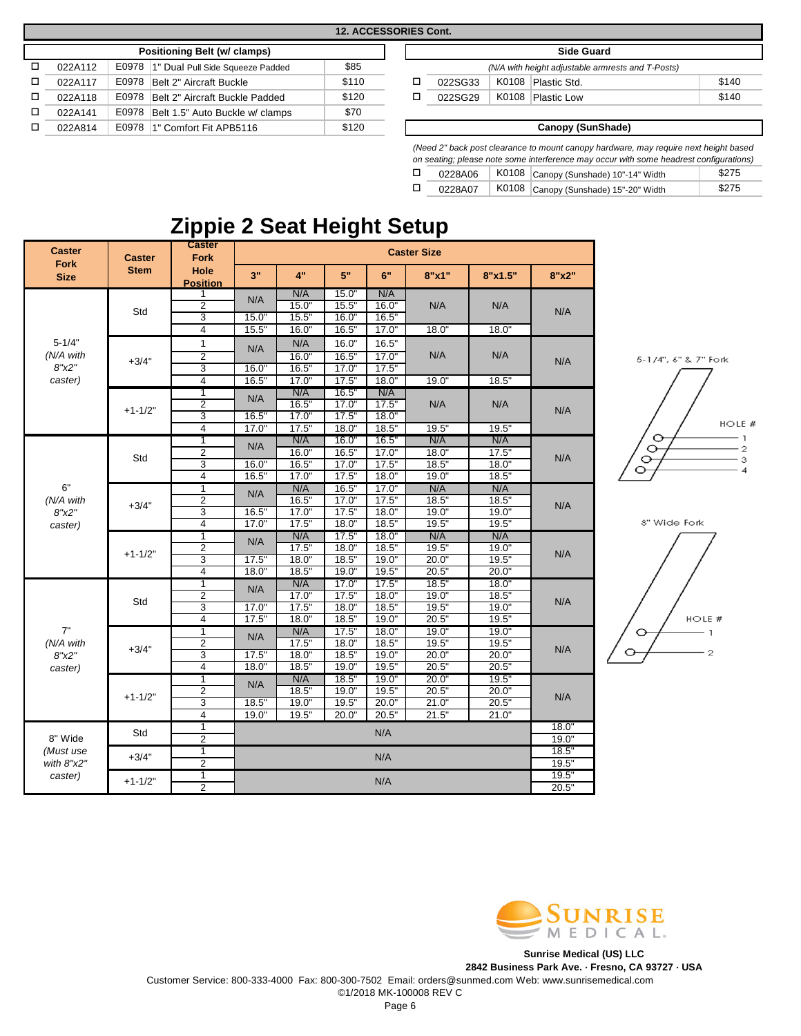## 12. ACCESSORIES Cont.

### Positioning Belt (w/ clamps)

| | | | | |
|---|---|---|---|---|
| ☐ | 022A112 | E0978 | 1" Dual Pull Side Squeeze Padded | $85 |
| ☐ | 022A117 | E0978 | Belt 2" Aircraft Buckle | $110 |
| ☐ | 022A118 | E0978 | Belt 2" Aircraft Buckle Padded | $120 |
| ☐ | 022A141 | E0978 | Belt 1.5" Auto Buckle w/ clamps | $70 |
| ☐ | 022A814 | E0978 | 1" Comfort Fit APB5116 | $120 |

### Side Guard

*(N/A with height adjustable armrests and T-Posts)*

| | | | | |
|---|---|---|---|---|
| ☐ | 022SG33 | K0108 | Plastic Std. | $140 |
| ☐ | 022SG29 | K0108 | Plastic Low | $140 |

### Canopy (SunShade)

*(Need 2" back post clearance to mount canopy hardware, may require next height based on seating; please note some interference may occur with some headrest configurations)*

| | | | | |
|---|---|---|---|---|
| ☐ | 0228A06 | K0108 | Canopy (Sunshade) 10"-14" Width | $275 |
| ☐ | 0228A07 | K0108 | Canopy (Sunshade) 15"-20" Width | $275 |

# Zippie 2 Seat Height Setup

| Caster Fork Size | Caster Stem | Caster Fork Hole Position | Caster Size | | | | | | |
|---|---|---|---|---|---|---|---|---|---|
| | | | 3" | 4" | 5" | 6" | 8"x1" | 8"x1.5" | 8"x2" |
| 5-1/4" *(N/A with 8"x2" caster)* | Std | 1 | N/A | N/A | 15.0" | N/A | N/A | N/A | N/A |
| | | 2 | N/A | 15.0" | 15.5" | 16.0" | N/A | N/A | N/A |
| | | 3 | 15.0" | 15.5" | 16.0" | 16.5" | N/A | N/A | N/A |
| | | 4 | 15.5" | 16.0" | 16.5" | 17.0" | 18.0" | 18.0" | N/A |
| | +3/4" | 1 | N/A | N/A | 16.0" | 16.5" | N/A | N/A | N/A |
| | | 2 | N/A | 16.0" | 16.5" | 17.0" | N/A | N/A | N/A |
| | | 3 | 16.0" | 16.5" | 17.0" | 17.5" | N/A | N/A | N/A |
| | | 4 | 16.5" | 17.0" | 17.5" | 18.0" | 19.0" | 18.5" | N/A |
| | +1-1/2" | 1 | N/A | N/A | 16.5" | N/A | N/A | N/A | N/A |
| | | 2 | N/A | 16.5" | 17.0" | 17.5" | N/A | N/A | N/A |
| | | 3 | 16.5" | 17.0" | 17.5" | 18.0" | N/A | N/A | N/A |
| | | 4 | 17.0" | 17.5" | 18.0" | 18.5" | 19.5" | 19.5" | N/A |
| 6" *(N/A with 8"x2" caster)* | Std | 1 | N/A | N/A | 16.0" | 16.5" | N/A | N/A | N/A |
| | | 2 | N/A | 16.0" | 16.5" | 17.0" | 18.0" | 17.5" | N/A |
| | | 3 | 16.0" | 16.5" | 17.0" | 17.5" | 18.5" | 18.0" | N/A |
| | | 4 | 16.5" | 17.0" | 17.5" | 18.0" | 19.0" | 18.5" | N/A |
| | +3/4" | 1 | N/A | N/A | 16.5" | 17.0" | N/A | N/A | N/A |
| | | 2 | N/A | 16.5" | 17.0" | 17.5" | 18.5" | 18.5" | N/A |
| | | 3 | 16.5" | 17.0" | 17.5" | 18.0" | 19.0" | 19.0" | N/A |
| | | 4 | 17.0" | 17.5" | 18.0" | 18.5" | 19.5" | 19.5" | N/A |
| | +1-1/2" | 1 | N/A | N/A | 17.5" | 18.0" | N/A | N/A | N/A |
| | | 2 | N/A | 17.5" | 18.0" | 18.5" | 19.5" | 19.0" | N/A |
| | | 3 | 17.5" | 18.0" | 18.5" | 19.0" | 20.0" | 19.5" | N/A |
| | | 4 | 18.0" | 18.5" | 19.0" | 19.5" | 20.5" | 20.0" | N/A |
| 7" *(N/A with 8"x2" caster)* | Std | 1 | N/A | N/A | 17.0" | 17.5" | 18.5" | 18.0" | N/A |
| | | 2 | N/A | 17.0" | 17.5" | 18.0" | 19.0" | 18.5" | N/A |
| | | 3 | 17.0" | 17.5" | 18.0" | 18.5" | 19.5" | 19.0" | N/A |
| | | 4 | 17.5" | 18.0" | 18.5" | 19.0" | 20.5" | 19.5" | N/A |
| | +3/4" | 1 | N/A | N/A | 17.5" | 18.0" | 19.0" | 19.0" | N/A |
| | | 2 | N/A | 17.5" | 18.0" | 18.5" | 19.5" | 19.5" | N/A |
| | | 3 | 17.5" | 18.0" | 18.5" | 19.0" | 20.0" | 20.0" | N/A |
| | | 4 | 18.0" | 18.5" | 19.0" | 19.5" | 20.5" | 20.5" | N/A |
| | +1-1/2" | 1 | N/A | N/A | 18.5" | 19.0" | 20.0" | 19.5" | N/A |
| | | 2 | N/A | 18.5" | 19.0" | 19.5" | 20.5" | 20.0" | N/A |
| | | 3 | 18.5" | 19.0" | 19.5" | 20.0" | 21.0" | 20.5" | N/A |
| | | 4 | 19.0" | 19.5" | 20.0" | 20.5" | 21.5" | 21.0" | N/A |
| 8" Wide *(Must use with 8"x2" caster)* | Std | 1 | N/A | N/A | N/A | N/A | N/A | N/A | 18.0" |
| | | 2 | N/A | N/A | N/A | N/A | N/A | N/A | 19.0" |
| | +3/4" | 1 | N/A | N/A | N/A | N/A | N/A | N/A | 18.5" |
| | | 2 | N/A | N/A | N/A | N/A | N/A | N/A | 19.5" |
| | +1-1/2" | 1 | N/A | N/A | N/A | N/A | N/A | N/A | 19.5" |
| | | 2 | N/A | N/A | N/A | N/A | N/A | N/A | 20.5" |

5-1/4", 6" & 7" Fork

HOLE #

1

2

3

4

8" Wide Fork

HOLE #

1

2

**Sunrise Medical (US) LLC**
**2842 Business Park Ave. · Fresno, CA 93727 · USA**
Customer Service: 800-333-4000 Fax: 800-300-7502 Email: orders@sunmed.com Web: www.sunrisemedical.com
©1/2018 MK-100008 REV C